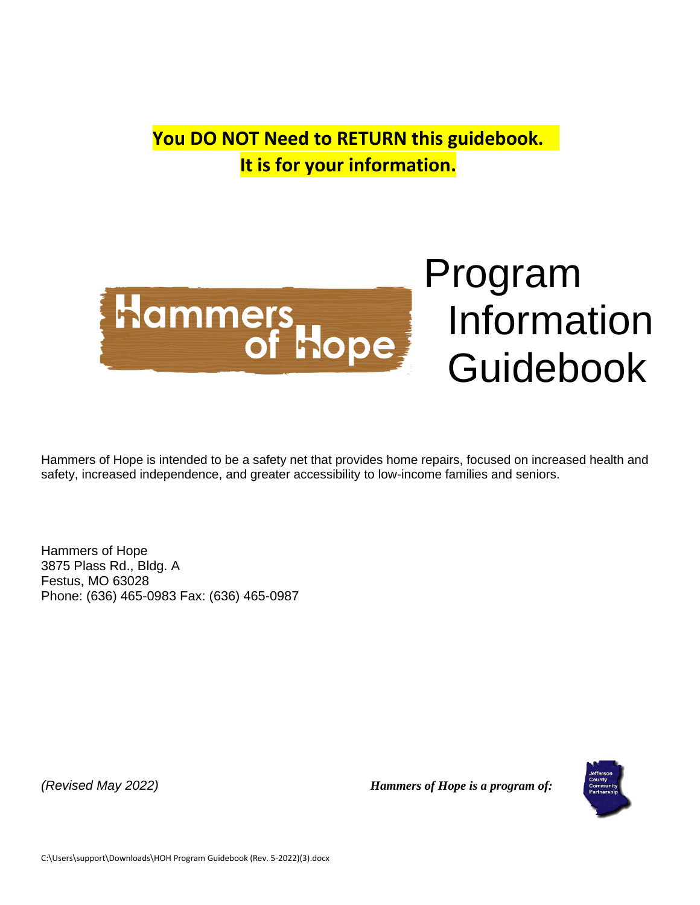**You DO NOT Need to RETURN this guidebook.**
**It is for your information.**

Hammers of Hope

# Program Information Guidebook

Hammers of Hope is intended to be a safety net that provides home repairs, focused on increased health and safety, increased independence, and greater accessibility to low-income families and seniors.

Hammers of Hope
3875 Plass Rd., Bldg. A
Festus, MO 63028
Phone: (636) 465-0983 Fax: (636) 465-0987

*(Revised May 2022)*

***Hammers of Hope is a program of:***

Jefferson County Community Partnership

C:\Users\support\Downloads\HOH Program Guidebook (Rev. 5-2022)(3).docx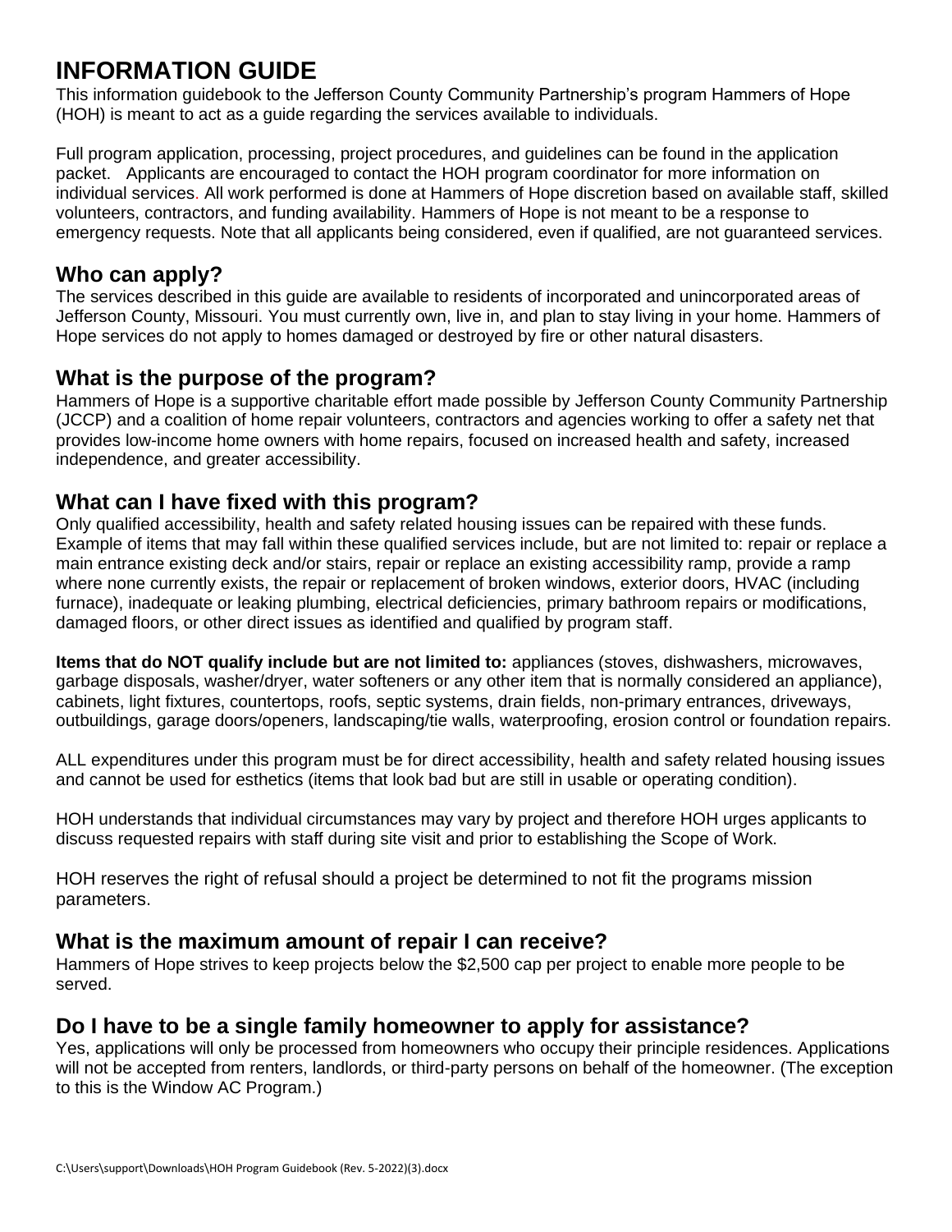# INFORMATION GUIDE

This information guidebook to the Jefferson County Community Partnership's program Hammers of Hope (HOH) is meant to act as a guide regarding the services available to individuals.

Full program application, processing, project procedures, and guidelines can be found in the application packet. Applicants are encouraged to contact the HOH program coordinator for more information on individual services. All work performed is done at Hammers of Hope discretion based on available staff, skilled volunteers, contractors, and funding availability. Hammers of Hope is not meant to be a response to emergency requests. Note that all applicants being considered, even if qualified, are not guaranteed services.

## Who can apply?

The services described in this guide are available to residents of incorporated and unincorporated areas of Jefferson County, Missouri. You must currently own, live in, and plan to stay living in your home. Hammers of Hope services do not apply to homes damaged or destroyed by fire or other natural disasters.

## What is the purpose of the program?

Hammers of Hope is a supportive charitable effort made possible by Jefferson County Community Partnership (JCCP) and a coalition of home repair volunteers, contractors and agencies working to offer a safety net that provides low-income home owners with home repairs, focused on increased health and safety, increased independence, and greater accessibility.

## What can I have fixed with this program?

Only qualified accessibility, health and safety related housing issues can be repaired with these funds. Example of items that may fall within these qualified services include, but are not limited to: repair or replace a main entrance existing deck and/or stairs, repair or replace an existing accessibility ramp, provide a ramp where none currently exists, the repair or replacement of broken windows, exterior doors, HVAC (including furnace), inadequate or leaking plumbing, electrical deficiencies, primary bathroom repairs or modifications, damaged floors, or other direct issues as identified and qualified by program staff.

**Items that do NOT qualify include but are not limited to:** appliances (stoves, dishwashers, microwaves, garbage disposals, washer/dryer, water softeners or any other item that is normally considered an appliance), cabinets, light fixtures, countertops, roofs, septic systems, drain fields, non-primary entrances, driveways, outbuildings, garage doors/openers, landscaping/tie walls, waterproofing, erosion control or foundation repairs.

ALL expenditures under this program must be for direct accessibility, health and safety related housing issues and cannot be used for esthetics (items that look bad but are still in usable or operating condition).

HOH understands that individual circumstances may vary by project and therefore HOH urges applicants to discuss requested repairs with staff during site visit and prior to establishing the Scope of Work.

HOH reserves the right of refusal should a project be determined to not fit the programs mission parameters.

## What is the maximum amount of repair I can receive?

Hammers of Hope strives to keep projects below the $2,500 cap per project to enable more people to be served.

## Do I have to be a single family homeowner to apply for assistance?

Yes, applications will only be processed from homeowners who occupy their principle residences. Applications will not be accepted from renters, landlords, or third-party persons on behalf of the homeowner. (The exception to this is the Window AC Program.)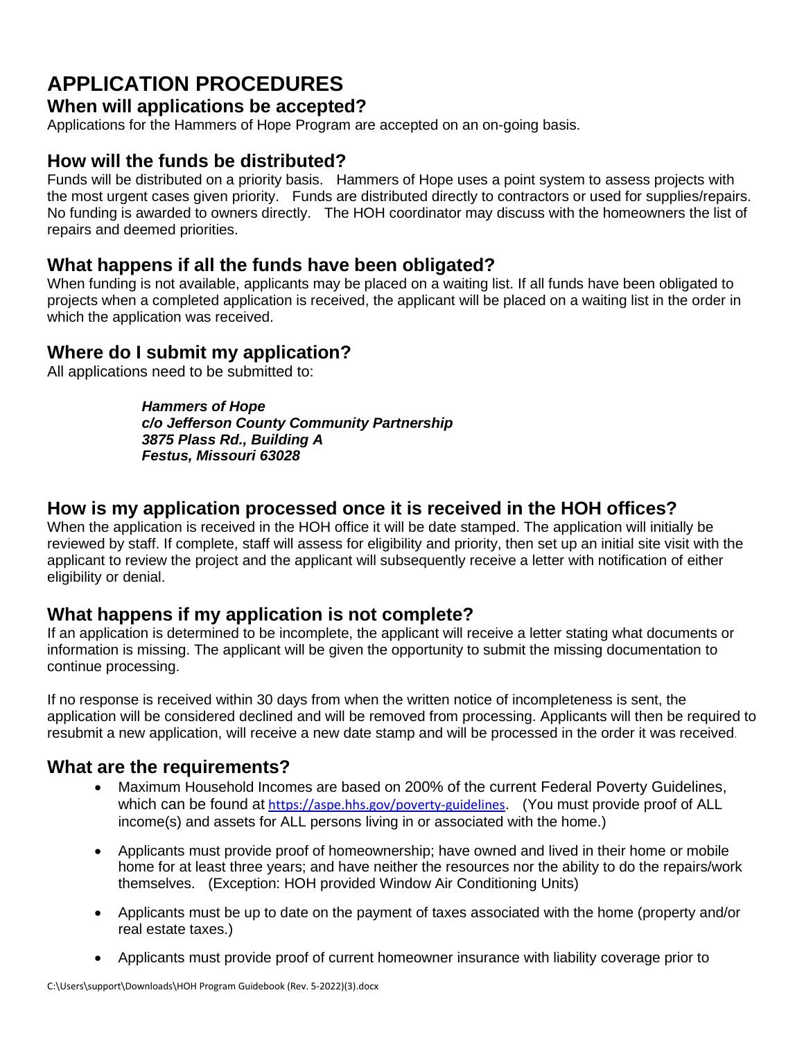# APPLICATION PROCEDURES

## When will applications be accepted?

Applications for the Hammers of Hope Program are accepted on an on-going basis.

## How will the funds be distributed?

Funds will be distributed on a priority basis. Hammers of Hope uses a point system to assess projects with the most urgent cases given priority. Funds are distributed directly to contractors or used for supplies/repairs. No funding is awarded to owners directly. The HOH coordinator may discuss with the homeowners the list of repairs and deemed priorities.

## What happens if all the funds have been obligated?

When funding is not available, applicants may be placed on a waiting list. If all funds have been obligated to projects when a completed application is received, the applicant will be placed on a waiting list in the order in which the application was received.

## Where do I submit my application?

All applications need to be submitted to:

> ***Hammers of Hope***
> ***c/o Jefferson County Community Partnership***
> ***3875 Plass Rd., Building A***
> ***Festus, Missouri 63028***

## How is my application processed once it is received in the HOH offices?

When the application is received in the HOH office it will be date stamped. The application will initially be reviewed by staff. If complete, staff will assess for eligibility and priority, then set up an initial site visit with the applicant to review the project and the applicant will subsequently receive a letter with notification of either eligibility or denial.

## What happens if my application is not complete?

If an application is determined to be incomplete, the applicant will receive a letter stating what documents or information is missing. The applicant will be given the opportunity to submit the missing documentation to continue processing.

If no response is received within 30 days from when the written notice of incompleteness is sent, the application will be considered declined and will be removed from processing. Applicants will then be required to resubmit a new application, will receive a new date stamp and will be processed in the order it was received.

## What are the requirements?

- Maximum Household Incomes are based on 200% of the current Federal Poverty Guidelines, which can be found at https://aspe.hhs.gov/poverty-guidelines. (You must provide proof of ALL income(s) and assets for ALL persons living in or associated with the home.)
- Applicants must provide proof of homeownership; have owned and lived in their home or mobile home for at least three years; and have neither the resources nor the ability to do the repairs/work themselves. (Exception: HOH provided Window Air Conditioning Units)
- Applicants must be up to date on the payment of taxes associated with the home (property and/or real estate taxes.)
- Applicants must provide proof of current homeowner insurance with liability coverage prior to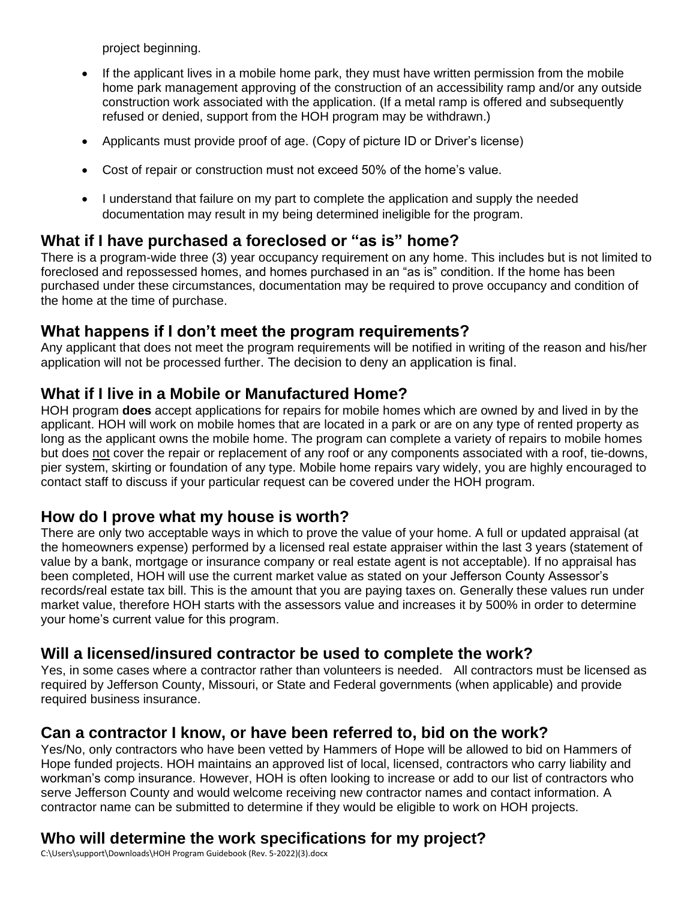project beginning.

- If the applicant lives in a mobile home park, they must have written permission from the mobile home park management approving of the construction of an accessibility ramp and/or any outside construction work associated with the application. (If a metal ramp is offered and subsequently refused or denied, support from the HOH program may be withdrawn.)
- Applicants must provide proof of age. (Copy of picture ID or Driver's license)
- Cost of repair or construction must not exceed 50% of the home's value.
- I understand that failure on my part to complete the application and supply the needed documentation may result in my being determined ineligible for the program.

## What if I have purchased a foreclosed or "as is" home?

There is a program-wide three (3) year occupancy requirement on any home. This includes but is not limited to foreclosed and repossessed homes, and homes purchased in an "as is" condition. If the home has been purchased under these circumstances, documentation may be required to prove occupancy and condition of the home at the time of purchase.

## What happens if I don't meet the program requirements?

Any applicant that does not meet the program requirements will be notified in writing of the reason and his/her application will not be processed further. The decision to deny an application is final.

## What if I live in a Mobile or Manufactured Home?

HOH program **does** accept applications for repairs for mobile homes which are owned by and lived in by the applicant. HOH will work on mobile homes that are located in a park or are on any type of rented property as long as the applicant owns the mobile home. The program can complete a variety of repairs to mobile homes but does <u>not</u> cover the repair or replacement of any roof or any components associated with a roof, tie-downs, pier system, skirting or foundation of any type. Mobile home repairs vary widely, you are highly encouraged to contact staff to discuss if your particular request can be covered under the HOH program.

## How do I prove what my house is worth?

There are only two acceptable ways in which to prove the value of your home. A full or updated appraisal (at the homeowners expense) performed by a licensed real estate appraiser within the last 3 years (statement of value by a bank, mortgage or insurance company or real estate agent is not acceptable). If no appraisal has been completed, HOH will use the current market value as stated on your Jefferson County Assessor's records/real estate tax bill. This is the amount that you are paying taxes on. Generally these values run under market value, therefore HOH starts with the assessors value and increases it by 500% in order to determine your home's current value for this program.

## Will a licensed/insured contractor be used to complete the work?

Yes, in some cases where a contractor rather than volunteers is needed. All contractors must be licensed as required by Jefferson County, Missouri, or State and Federal governments (when applicable) and provide required business insurance.

## Can a contractor I know, or have been referred to, bid on the work?

Yes/No, only contractors who have been vetted by Hammers of Hope will be allowed to bid on Hammers of Hope funded projects. HOH maintains an approved list of local, licensed, contractors who carry liability and workman's comp insurance. However, HOH is often looking to increase or add to our list of contractors who serve Jefferson County and would welcome receiving new contractor names and contact information. A contractor name can be submitted to determine if they would be eligible to work on HOH projects.

## Who will determine the work specifications for my project?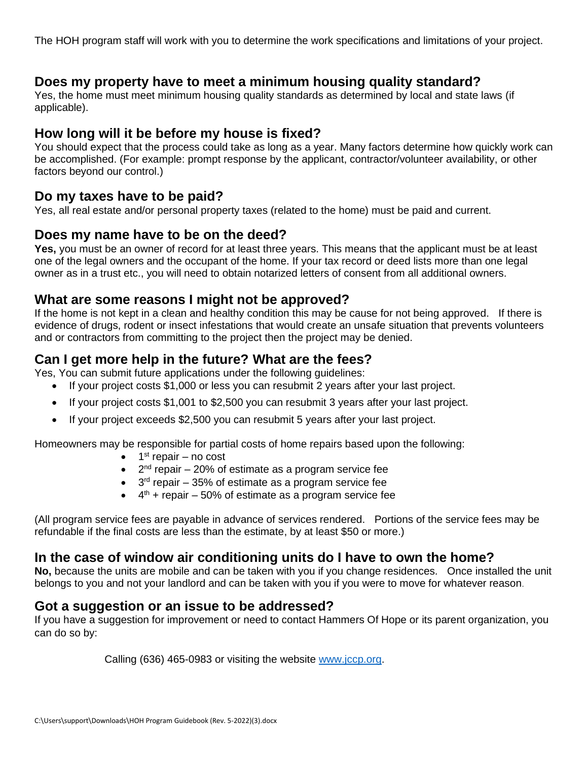The HOH program staff will work with you to determine the work specifications and limitations of your project.

## Does my property have to meet a minimum housing quality standard?

Yes, the home must meet minimum housing quality standards as determined by local and state laws (if applicable).

## How long will it be before my house is fixed?

You should expect that the process could take as long as a year. Many factors determine how quickly work can be accomplished. (For example: prompt response by the applicant, contractor/volunteer availability, or other factors beyond our control.)

## Do my taxes have to be paid?

Yes, all real estate and/or personal property taxes (related to the home) must be paid and current.

## Does my name have to be on the deed?

**Yes,** you must be an owner of record for at least three years. This means that the applicant must be at least one of the legal owners and the occupant of the home. If your tax record or deed lists more than one legal owner as in a trust etc., you will need to obtain notarized letters of consent from all additional owners.

## What are some reasons I might not be approved?

If the home is not kept in a clean and healthy condition this may be cause for not being approved. If there is evidence of drugs, rodent or insect infestations that would create an unsafe situation that prevents volunteers and or contractors from committing to the project then the project may be denied.

## Can I get more help in the future? What are the fees?

Yes, You can submit future applications under the following guidelines:

- If your project costs $1,000 or less you can resubmit 2 years after your last project.
- If your project costs $1,001 to $2,500 you can resubmit 3 years after your last project.
- If your project exceeds $2,500 you can resubmit 5 years after your last project.

Homeowners may be responsible for partial costs of home repairs based upon the following:

- 1st repair – no cost
- 2nd repair – 20% of estimate as a program service fee
- 3rd repair – 35% of estimate as a program service fee
- 4th + repair – 50% of estimate as a program service fee

(All program service fees are payable in advance of services rendered. Portions of the service fees may be refundable if the final costs are less than the estimate, by at least $50 or more.)

## In the case of window air conditioning units do I have to own the home?

**No,** because the units are mobile and can be taken with you if you change residences. Once installed the unit belongs to you and not your landlord and can be taken with you if you were to move for whatever reason.

## Got a suggestion or an issue to be addressed?

If you have a suggestion for improvement or need to contact Hammers Of Hope or its parent organization, you can do so by:

Calling (636) 465-0983 or visiting the website [www.jccp.org](www.jccp.org).

C:\Users\support\Downloads\HOH Program Guidebook (Rev. 5-2022)(3).docx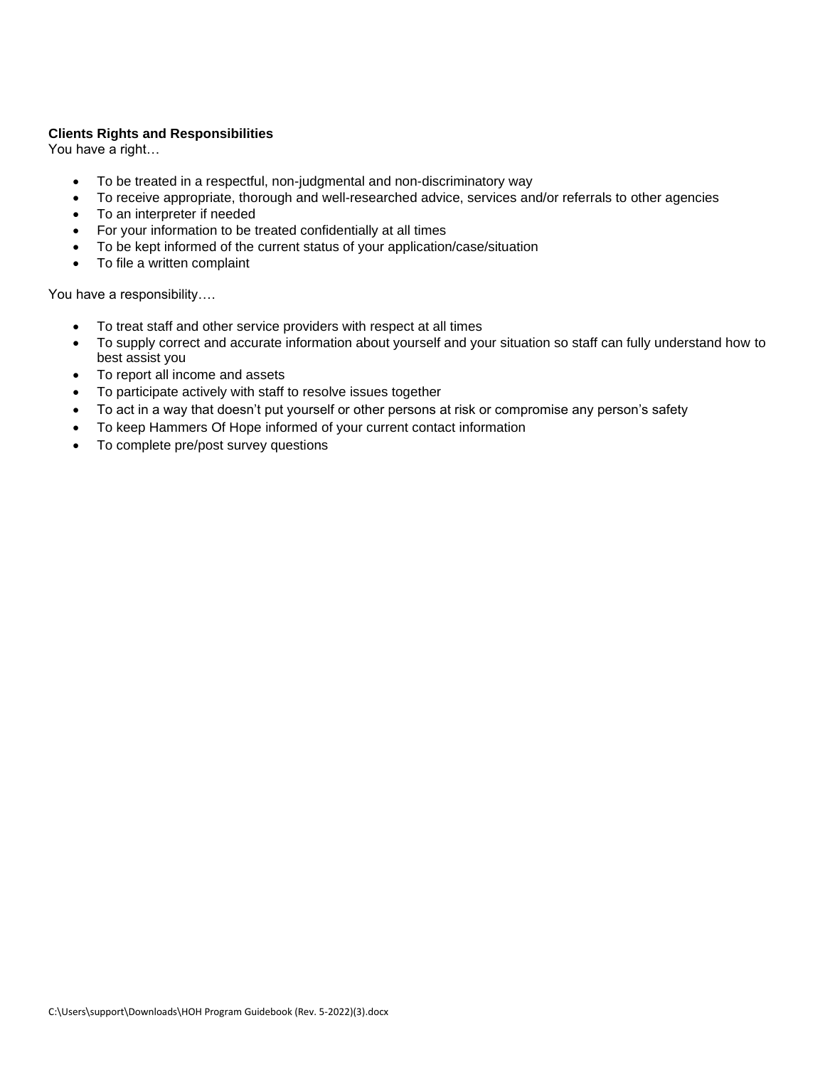**Clients Rights and Responsibilities**

You have a right…

- To be treated in a respectful, non-judgmental and non-discriminatory way
- To receive appropriate, thorough and well-researched advice, services and/or referrals to other agencies
- To an interpreter if needed
- For your information to be treated confidentially at all times
- To be kept informed of the current status of your application/case/situation
- To file a written complaint

You have a responsibility….

- To treat staff and other service providers with respect at all times
- To supply correct and accurate information about yourself and your situation so staff can fully understand how to best assist you
- To report all income and assets
- To participate actively with staff to resolve issues together
- To act in a way that doesn't put yourself or other persons at risk or compromise any person's safety
- To keep Hammers Of Hope informed of your current contact information
- To complete pre/post survey questions